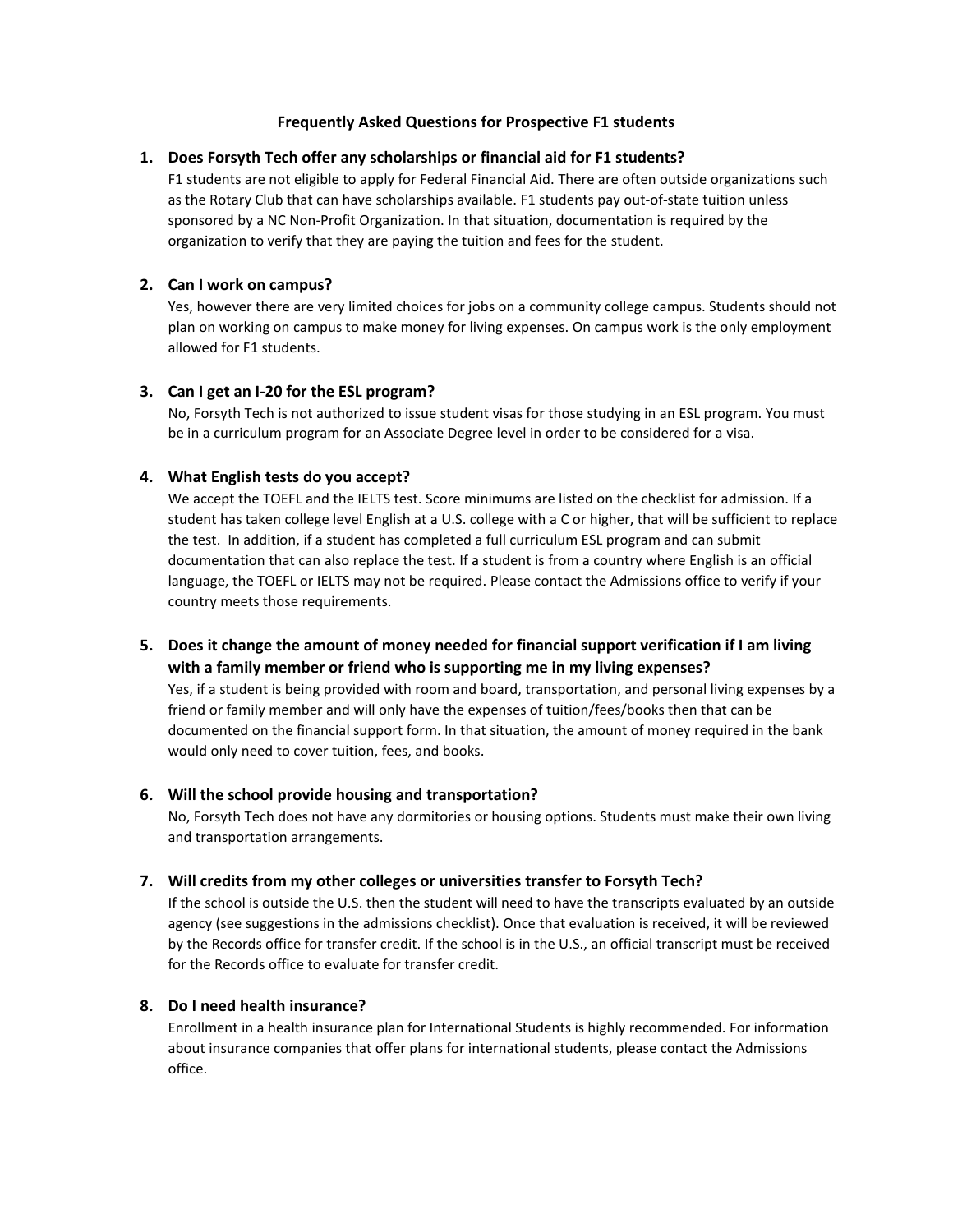# Frequently Asked Questions for Prospective F1 students

1. **Does Forsyth Tech offer any scholarships or financial aid for F1 students?**

   F1 students are not eligible to apply for Federal Financial Aid. There are often outside organizations such as the Rotary Club that can have scholarships available. F1 students pay out-of-state tuition unless sponsored by a NC Non-Profit Organization. In that situation, documentation is required by the organization to verify that they are paying the tuition and fees for the student.

2. **Can I work on campus?**

   Yes, however there are very limited choices for jobs on a community college campus. Students should not plan on working on campus to make money for living expenses. On campus work is the only employment allowed for F1 students.

3. **Can I get an I-20 for the ESL program?**

   No, Forsyth Tech is not authorized to issue student visas for those studying in an ESL program. You must be in a curriculum program for an Associate Degree level in order to be considered for a visa.

4. **What English tests do you accept?**

   We accept the TOEFL and the IELTS test. Score minimums are listed on the checklist for admission. If a student has taken college level English at a U.S. college with a C or higher, that will be sufficient to replace the test. In addition, if a student has completed a full curriculum ESL program and can submit documentation that can also replace the test. If a student is from a country where English is an official language, the TOEFL or IELTS may not be required. Please contact the Admissions office to verify if your country meets those requirements.

5. **Does it change the amount of money needed for financial support verification if I am living with a family member or friend who is supporting me in my living expenses?**

   Yes, if a student is being provided with room and board, transportation, and personal living expenses by a friend or family member and will only have the expenses of tuition/fees/books then that can be documented on the financial support form. In that situation, the amount of money required in the bank would only need to cover tuition, fees, and books.

6. **Will the school provide housing and transportation?**

   No, Forsyth Tech does not have any dormitories or housing options. Students must make their own living and transportation arrangements.

7. **Will credits from my other colleges or universities transfer to Forsyth Tech?**

   If the school is outside the U.S. then the student will need to have the transcripts evaluated by an outside agency (see suggestions in the admissions checklist). Once that evaluation is received, it will be reviewed by the Records office for transfer credit. If the school is in the U.S., an official transcript must be received for the Records office to evaluate for transfer credit.

8. **Do I need health insurance?**

   Enrollment in a health insurance plan for International Students is highly recommended. For information about insurance companies that offer plans for international students, please contact the Admissions office.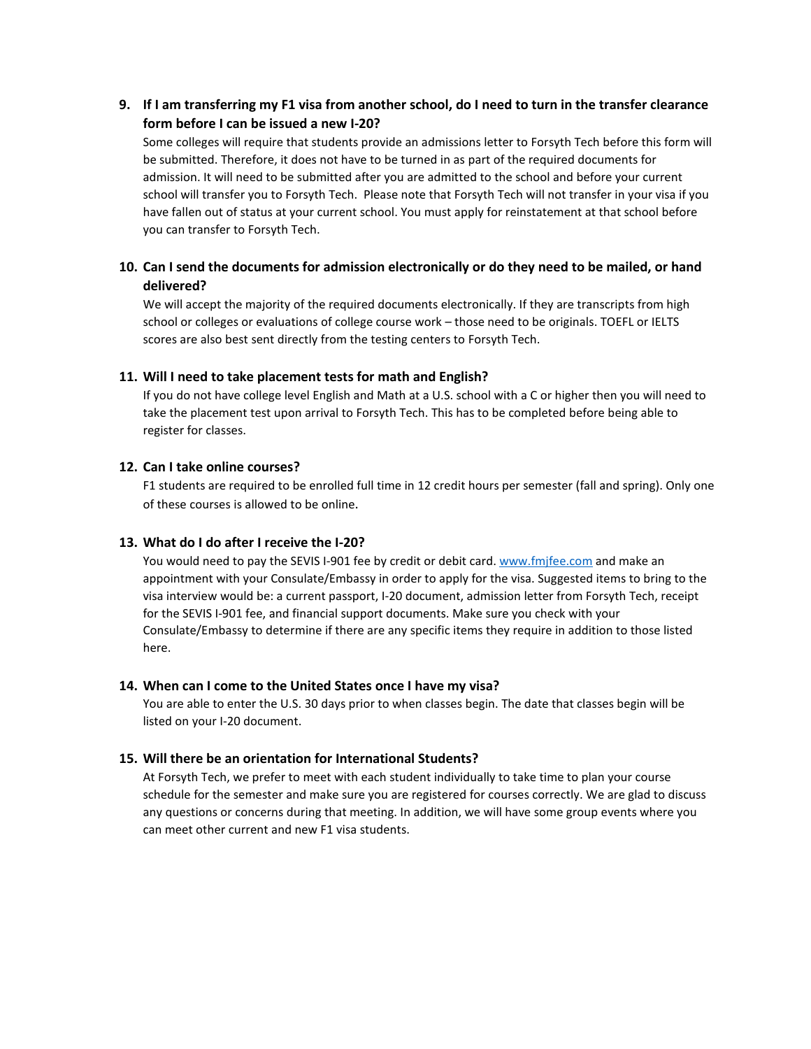9. **If I am transferring my F1 visa from another school, do I need to turn in the transfer clearance form before I can be issued a new I-20?**

   Some colleges will require that students provide an admissions letter to Forsyth Tech before this form will be submitted. Therefore, it does not have to be turned in as part of the required documents for admission. It will need to be submitted after you are admitted to the school and before your current school will transfer you to Forsyth Tech. Please note that Forsyth Tech will not transfer in your visa if you have fallen out of status at your current school. You must apply for reinstatement at that school before you can transfer to Forsyth Tech.

10. **Can I send the documents for admission electronically or do they need to be mailed, or hand delivered?**

    We will accept the majority of the required documents electronically. If they are transcripts from high school or colleges or evaluations of college course work – those need to be originals. TOEFL or IELTS scores are also best sent directly from the testing centers to Forsyth Tech.

11. **Will I need to take placement tests for math and English?**

    If you do not have college level English and Math at a U.S. school with a C or higher then you will need to take the placement test upon arrival to Forsyth Tech. This has to be completed before being able to register for classes.

12. **Can I take online courses?**

    F1 students are required to be enrolled full time in 12 credit hours per semester (fall and spring). Only one of these courses is allowed to be online.

13. **What do I do after I receive the I-20?**

    You would need to pay the SEVIS I-901 fee by credit or debit card. [www.fmjfee.com](http://www.fmjfee.com) and make an appointment with your Consulate/Embassy in order to apply for the visa. Suggested items to bring to the visa interview would be: a current passport, I-20 document, admission letter from Forsyth Tech, receipt for the SEVIS I-901 fee, and financial support documents. Make sure you check with your Consulate/Embassy to determine if there are any specific items they require in addition to those listed here.

14. **When can I come to the United States once I have my visa?**

    You are able to enter the U.S. 30 days prior to when classes begin. The date that classes begin will be listed on your I-20 document.

15. **Will there be an orientation for International Students?**

    At Forsyth Tech, we prefer to meet with each student individually to take time to plan your course schedule for the semester and make sure you are registered for courses correctly. We are glad to discuss any questions or concerns during that meeting. In addition, we will have some group events where you can meet other current and new F1 visa students.